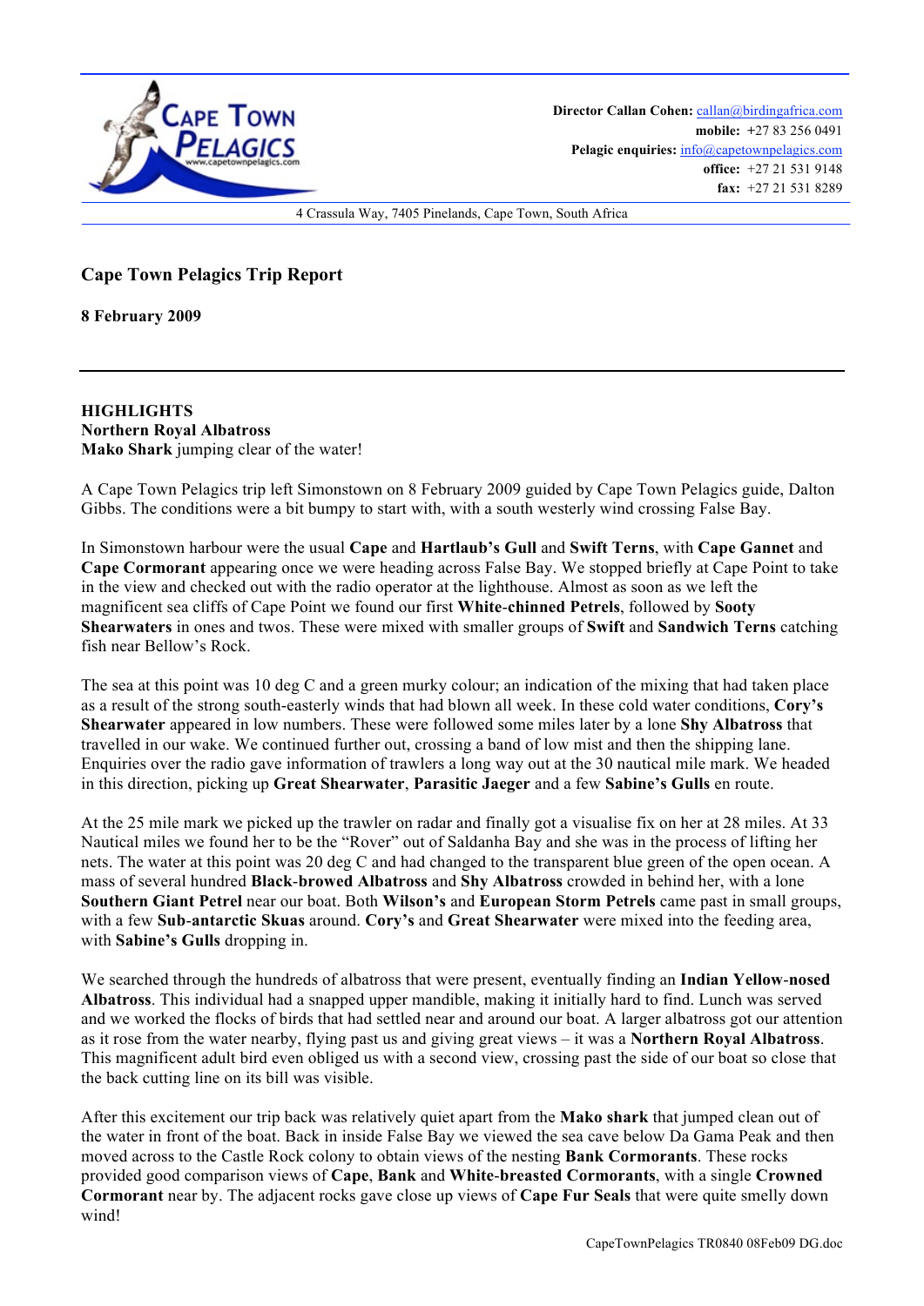Cape Town Pelagics

www.capetownpelagics.com

**Director Callan Cohen:** callan@birdingafrica.com
**mobile:** +27 83 256 0491
**Pelagic enquiries:** info@capetownpelagics.com
**office:** +27 21 531 9148
**fax:** +27 21 531 8289

4 Crassula Way, 7405 Pinelands, Cape Town, South Africa

## Cape Town Pelagics Trip Report

**8 February 2009**

---

**HIGHLIGHTS**
**Northern Royal Albatross**
**Mako Shark** jumping clear of the water!

A Cape Town Pelagics trip left Simonstown on 8 February 2009 guided by Cape Town Pelagics guide, Dalton Gibbs. The conditions were a bit bumpy to start with, with a south westerly wind crossing False Bay.

In Simonstown harbour were the usual **Cape** and **Hartlaub's Gull** and **Swift Terns**, with **Cape Gannet** and **Cape Cormorant** appearing once we were heading across False Bay. We stopped briefly at Cape Point to take in the view and checked out with the radio operator at the lighthouse. Almost as soon as we left the magnificent sea cliffs of Cape Point we found our first **White-chinned Petrels**, followed by **Sooty Shearwaters** in ones and twos. These were mixed with smaller groups of **Swift** and **Sandwich Terns** catching fish near Bellow's Rock.

The sea at this point was 10 deg C and a green murky colour; an indication of the mixing that had taken place as a result of the strong south-easterly winds that had blown all week. In these cold water conditions, **Cory's Shearwater** appeared in low numbers. These were followed some miles later by a lone **Shy Albatross** that travelled in our wake. We continued further out, crossing a band of low mist and then the shipping lane. Enquiries over the radio gave information of trawlers a long way out at the 30 nautical mile mark. We headed in this direction, picking up **Great Shearwater**, **Parasitic Jaeger** and a few **Sabine's Gulls** en route.

At the 25 mile mark we picked up the trawler on radar and finally got a visualise fix on her at 28 miles. At 33 Nautical miles we found her to be the "Rover" out of Saldanha Bay and she was in the process of lifting her nets. The water at this point was 20 deg C and had changed to the transparent blue green of the open ocean. A mass of several hundred **Black-browed Albatross** and **Shy Albatross** crowded in behind her, with a lone **Southern Giant Petrel** near our boat. Both **Wilson's** and **European Storm Petrels** came past in small groups, with a few **Sub-antarctic Skuas** around. **Cory's** and **Great Shearwater** were mixed into the feeding area, with **Sabine's Gulls** dropping in.

We searched through the hundreds of albatross that were present, eventually finding an **Indian Yellow-nosed Albatross**. This individual had a snapped upper mandible, making it initially hard to find. Lunch was served and we worked the flocks of birds that had settled near and around our boat. A larger albatross got our attention as it rose from the water nearby, flying past us and giving great views – it was a **Northern Royal Albatross**. This magnificent adult bird even obliged us with a second view, crossing past the side of our boat so close that the back cutting line on its bill was visible.

After this excitement our trip back was relatively quiet apart from the **Mako shark** that jumped clean out of the water in front of the boat. Back in inside False Bay we viewed the sea cave below Da Gama Peak and then moved across to the Castle Rock colony to obtain views of the nesting **Bank Cormorants**. These rocks provided good comparison views of **Cape**, **Bank** and **White-breasted Cormorants**, with a single **Crowned Cormorant** near by. The adjacent rocks gave close up views of **Cape Fur Seals** that were quite smelly down wind!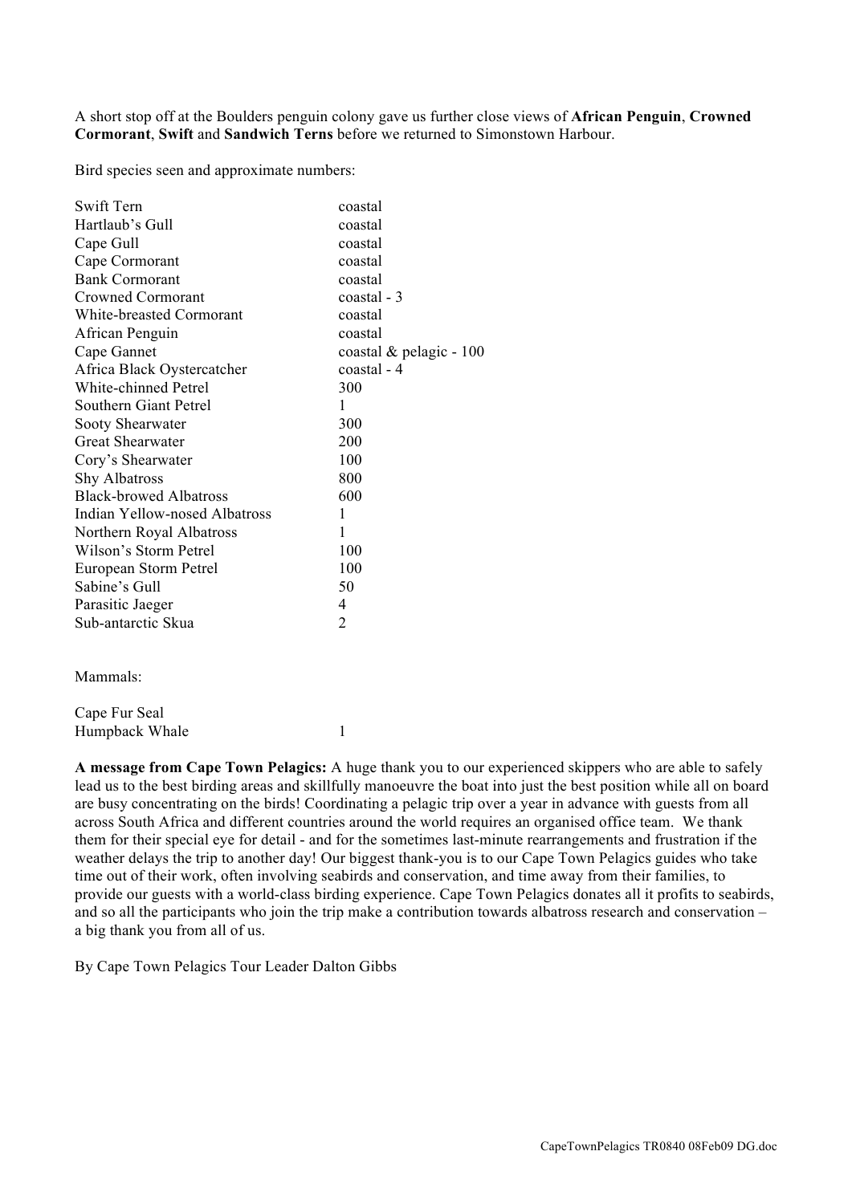A short stop off at the Boulders penguin colony gave us further close views of **African Penguin**, **Crowned Cormorant**, **Swift** and **Sandwich Terns** before we returned to Simonstown Harbour.

Bird species seen and approximate numbers:

| | |
|---|---|
| Swift Tern | coastal |
| Hartlaub's Gull | coastal |
| Cape Gull | coastal |
| Cape Cormorant | coastal |
| Bank Cormorant | coastal |
| Crowned Cormorant | coastal - 3 |
| White-breasted Cormorant | coastal |
| African Penguin | coastal |
| Cape Gannet | coastal & pelagic - 100 |
| Africa Black Oystercatcher | coastal - 4 |
| White-chinned Petrel | 300 |
| Southern Giant Petrel | 1 |
| Sooty Shearwater | 300 |
| Great Shearwater | 200 |
| Cory's Shearwater | 100 |
| Shy Albatross | 800 |
| Black-browed Albatross | 600 |
| Indian Yellow-nosed Albatross | 1 |
| Northern Royal Albatross | 1 |
| Wilson's Storm Petrel | 100 |
| European Storm Petrel | 100 |
| Sabine's Gull | 50 |
| Parasitic Jaeger | 4 |
| Sub-antarctic Skua | 2 |

Mammals:

| | |
|---|---|
| Cape Fur Seal | |
| Humpback Whale | 1 |

**A message from Cape Town Pelagics:** A huge thank you to our experienced skippers who are able to safely lead us to the best birding areas and skillfully manoeuvre the boat into just the best position while all on board are busy concentrating on the birds! Coordinating a pelagic trip over a year in advance with guests from all across South Africa and different countries around the world requires an organised office team. We thank them for their special eye for detail - and for the sometimes last-minute rearrangements and frustration if the weather delays the trip to another day! Our biggest thank-you is to our Cape Town Pelagics guides who take time out of their work, often involving seabirds and conservation, and time away from their families, to provide our guests with a world-class birding experience. Cape Town Pelagics donates all it profits to seabirds, and so all the participants who join the trip make a contribution towards albatross research and conservation – a big thank you from all of us.

By Cape Town Pelagics Tour Leader Dalton Gibbs